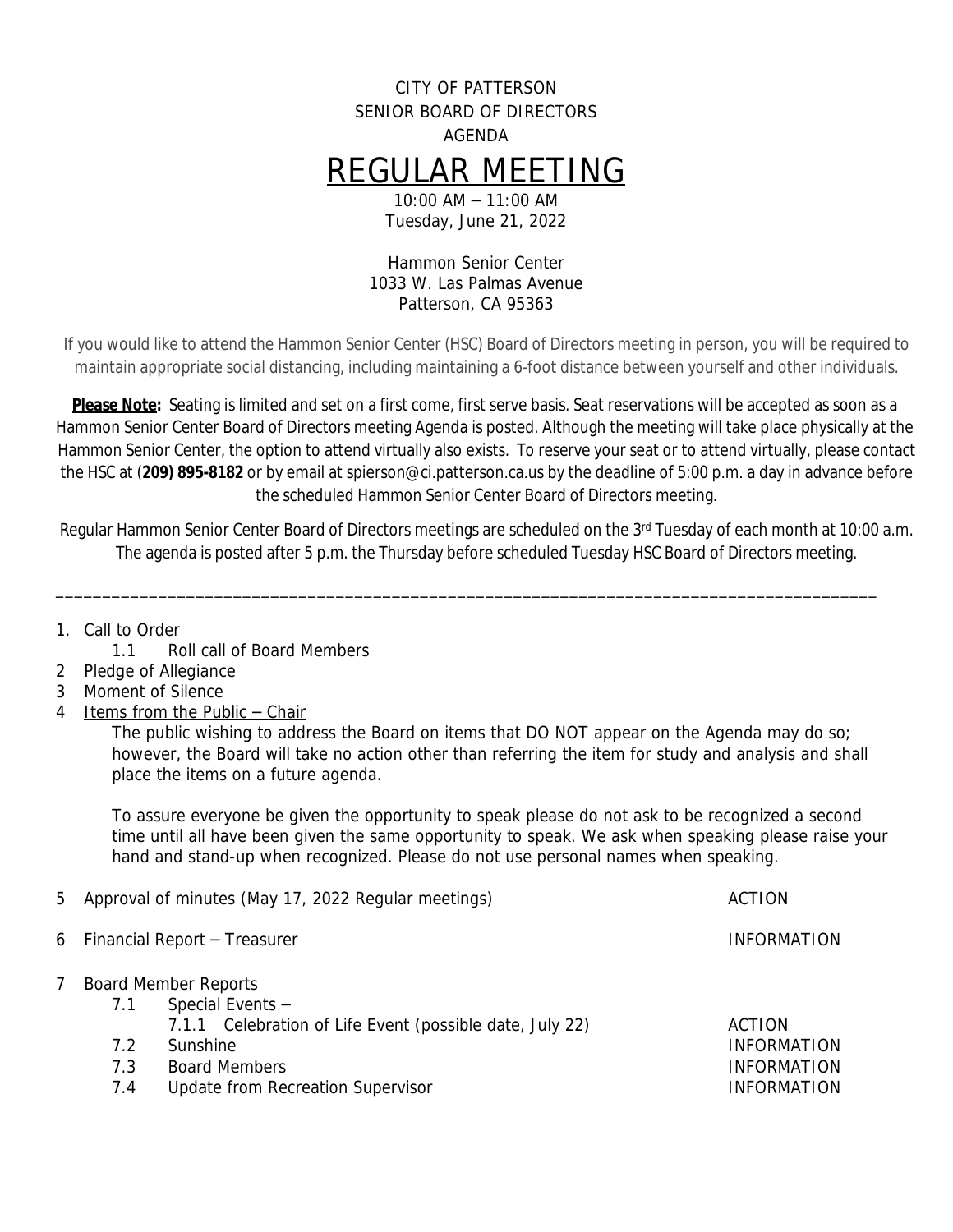CITY OF PATTERSON

SENIOR BOARD OF DIRECTORS

AGENDA

# REGULAR MEETING

10:00 AM – 11:00 AM

Tuesday, June 21, 2022

Hammon Senior Center

1033 W. Las Palmas Avenue

Patterson, CA 95363

If you would like to attend the Hammon Senior Center (HSC) Board of Directors meeting in person, you will be required to maintain appropriate social distancing, including maintaining a 6-foot distance between yourself and other individuals.

**Please Note:** Seating is limited and set on a first come, first serve basis. Seat reservations will be accepted as soon as a Hammon Senior Center Board of Directors meeting Agenda is posted. Although the meeting will take place physically at the Hammon Senior Center, the option to attend virtually also exists. To reserve your seat or to attend virtually, please contact the HSC at (**209) 895-8182** or by email at spierson@ci.patterson.ca.us by the deadline of 5:00 p.m. a day in advance before the scheduled Hammon Senior Center Board of Directors meeting.

Regular Hammon Senior Center Board of Directors meetings are scheduled on the 3rd Tuesday of each month at 10:00 a.m. The agenda is posted after 5 p.m. the Thursday before scheduled Tuesday HSC Board of Directors meeting.

---

1. Call to Order
   - 1.1 Roll call of Board Members
2. Pledge of Allegiance
3. Moment of Silence
4. Items from the Public – Chair

   The public wishing to address the Board on items that DO NOT appear on the Agenda may do so; however, the Board will take no action other than referring the item for study and analysis and shall place the items on a future agenda.

   To assure everyone be given the opportunity to speak please do not ask to be recognized a second time until all have been given the same opportunity to speak. We ask when speaking please raise your hand and stand-up when recognized. Please do not use personal names when speaking.

5. Approval of minutes (May 17, 2022 Regular meetings) — ACTION
6. Financial Report – Treasurer — INFORMATION
7. Board Member Reports
   - 7.1 Special Events –
     - 7.1.1 Celebration of Life Event (possible date, July 22) — ACTION
   - 7.2 Sunshine — INFORMATION
   - 7.3 Board Members — INFORMATION
   - 7.4 Update from Recreation Supervisor — INFORMATION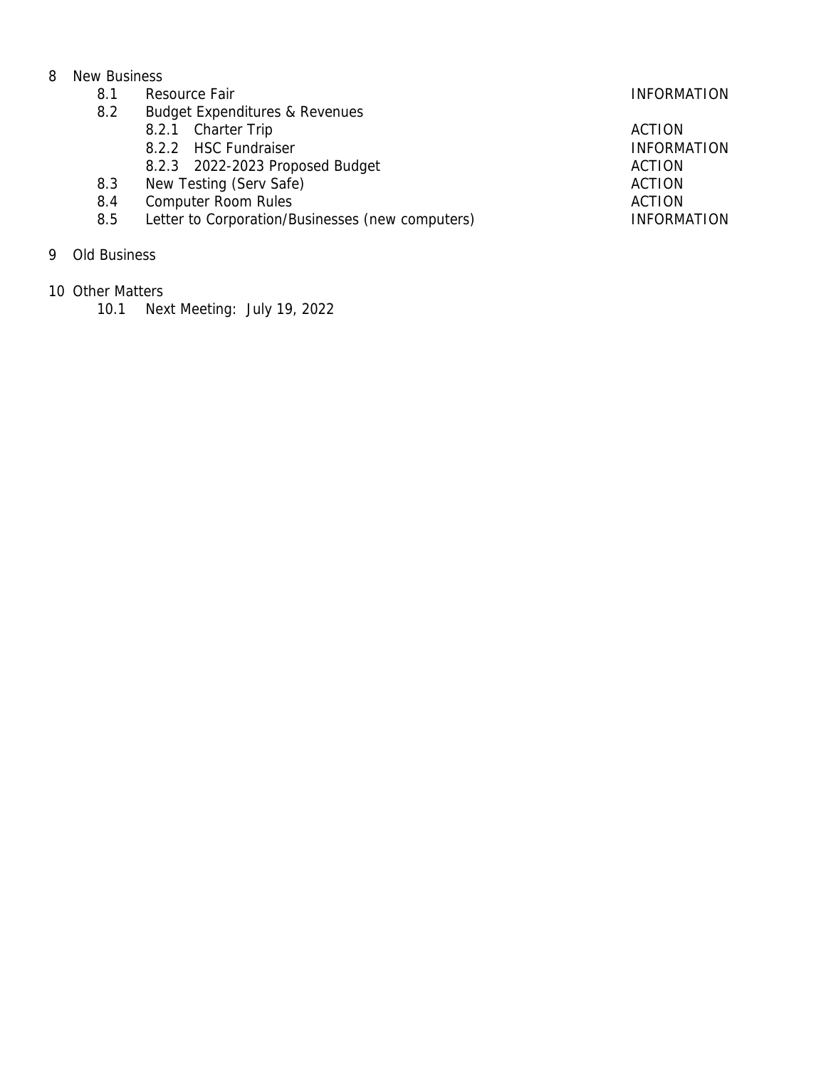8 New Business

| | | |
|---|---|---|
| 8.1 | Resource Fair | INFORMATION |
| 8.2 | Budget Expenditures & Revenues | |
| | 8.2.1 Charter Trip | ACTION |
| | 8.2.2 HSC Fundraiser | INFORMATION |
| | 8.2.3 2022-2023 Proposed Budget | ACTION |
| 8.3 | New Testing (Serv Safe) | ACTION |
| 8.4 | Computer Room Rules | ACTION |
| 8.5 | Letter to Corporation/Businesses (new computers) | INFORMATION |

9 Old Business

10 Other Matters

10.1 Next Meeting: July 19, 2022